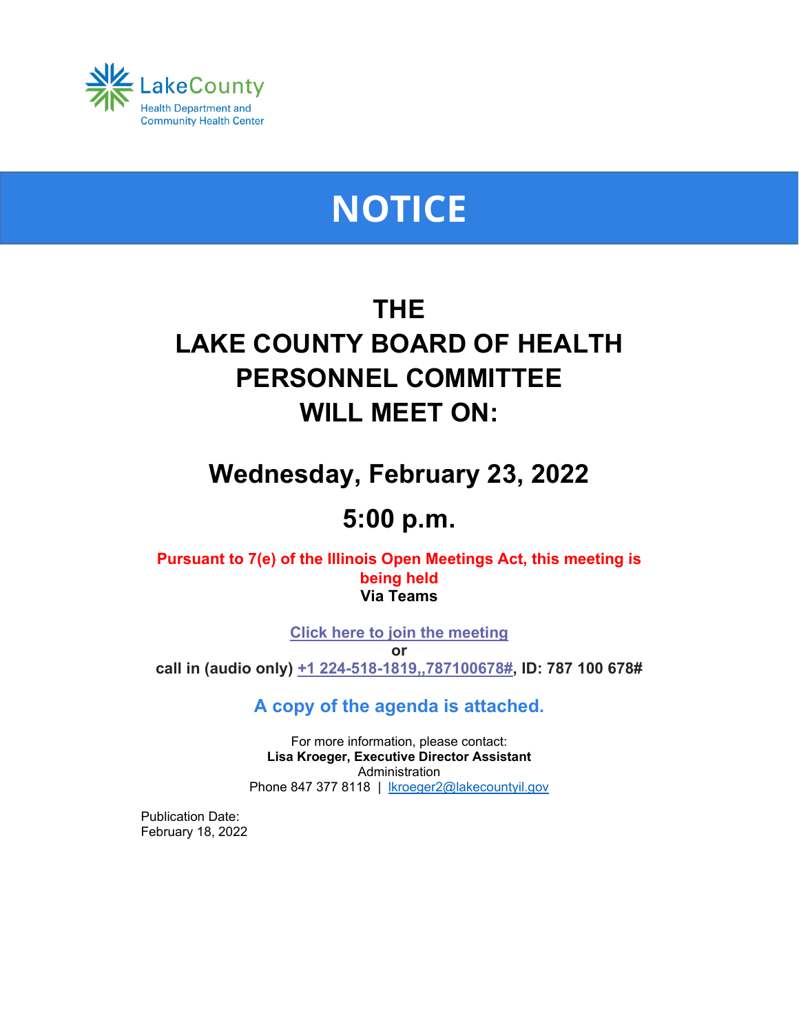LakeCounty
Health Department and
Community Health Center

# NOTICE

## THE
## LAKE COUNTY BOARD OF HEALTH
## PERSONNEL COMMITTEE
## WILL MEET ON:

## Wednesday, February 23, 2022

## 5:00 p.m.

**Pursuant to 7(e) of the Illinois Open Meetings Act, this meeting is being held**
**Via Teams**

**Click here to join the meeting**
**or**
**call in (audio only) +1 224-518-1819,,787100678#, ID: 787 100 678#**

**A copy of the agenda is attached.**

For more information, please contact:
**Lisa Kroeger, Executive Director Assistant**
Administration
Phone 847 377 8118 | lkroeger2@lakecountyil.gov

Publication Date:
February 18, 2022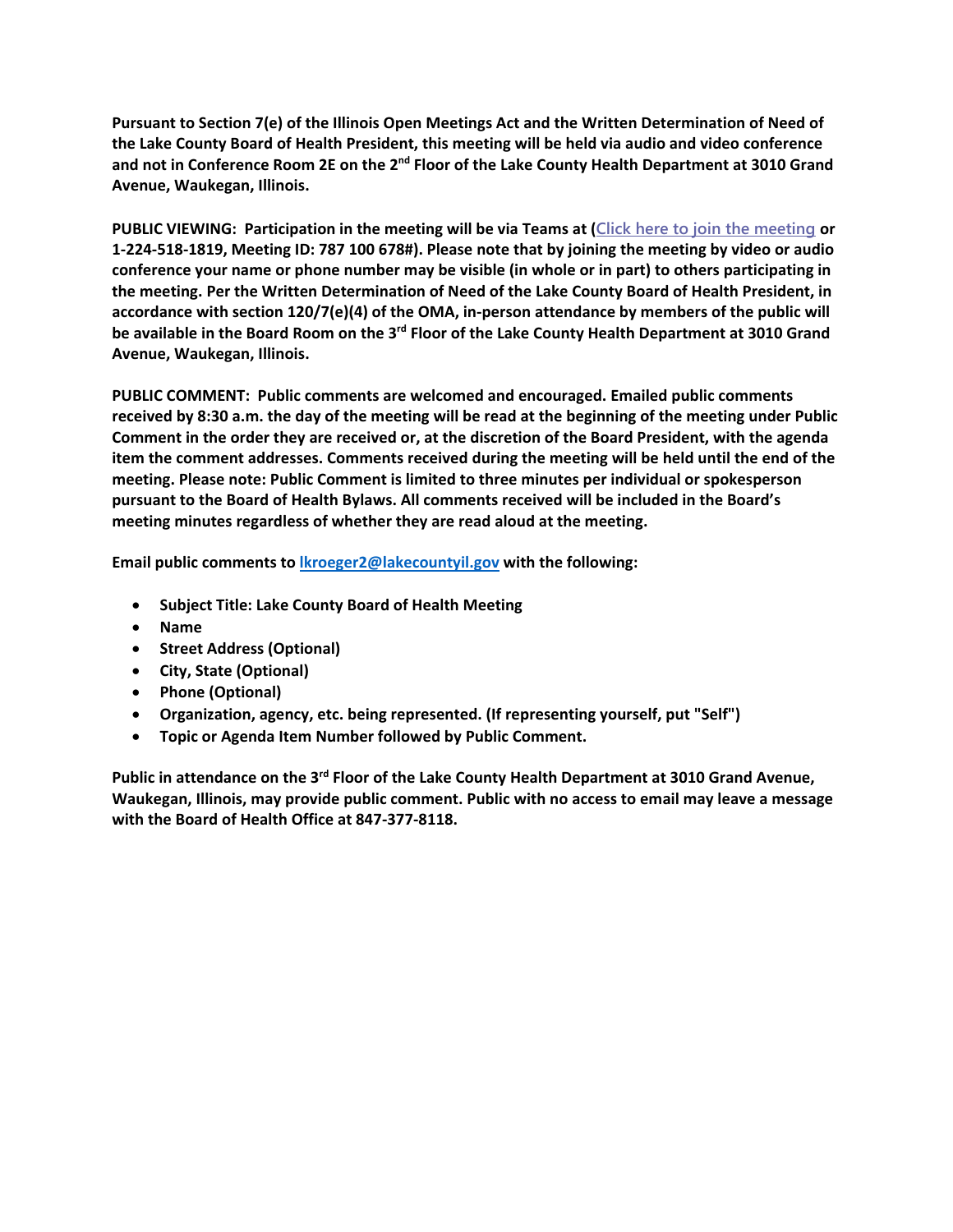**Pursuant to Section 7(e) of the Illinois Open Meetings Act and the Written Determination of Need of the Lake County Board of Health President, this meeting will be held via audio and video conference and not in Conference Room 2E on the 2nd Floor of the Lake County Health Department at 3010 Grand Avenue, Waukegan, Illinois.**

**PUBLIC VIEWING: Participation in the meeting will be via Teams at (Click here to join the meeting or 1-224-518-1819, Meeting ID: 787 100 678#). Please note that by joining the meeting by video or audio conference your name or phone number may be visible (in whole or in part) to others participating in the meeting. Per the Written Determination of Need of the Lake County Board of Health President, in accordance with section 120/7(e)(4) of the OMA, in-person attendance by members of the public will be available in the Board Room on the 3rd Floor of the Lake County Health Department at 3010 Grand Avenue, Waukegan, Illinois.**

**PUBLIC COMMENT: Public comments are welcomed and encouraged. Emailed public comments received by 8:30 a.m. the day of the meeting will be read at the beginning of the meeting under Public Comment in the order they are received or, at the discretion of the Board President, with the agenda item the comment addresses. Comments received during the meeting will be held until the end of the meeting. Please note: Public Comment is limited to three minutes per individual or spokesperson pursuant to the Board of Health Bylaws. All comments received will be included in the Board's meeting minutes regardless of whether they are read aloud at the meeting.**

**Email public comments to lkroeger2@lakecountyil.gov with the following:**

- **Subject Title: Lake County Board of Health Meeting**
- **Name**
- **Street Address (Optional)**
- **City, State (Optional)**
- **Phone (Optional)**
- **Organization, agency, etc. being represented. (If representing yourself, put "Self")**
- **Topic or Agenda Item Number followed by Public Comment.**

**Public in attendance on the 3rd Floor of the Lake County Health Department at 3010 Grand Avenue, Waukegan, Illinois, may provide public comment. Public with no access to email may leave a message with the Board of Health Office at 847-377-8118.**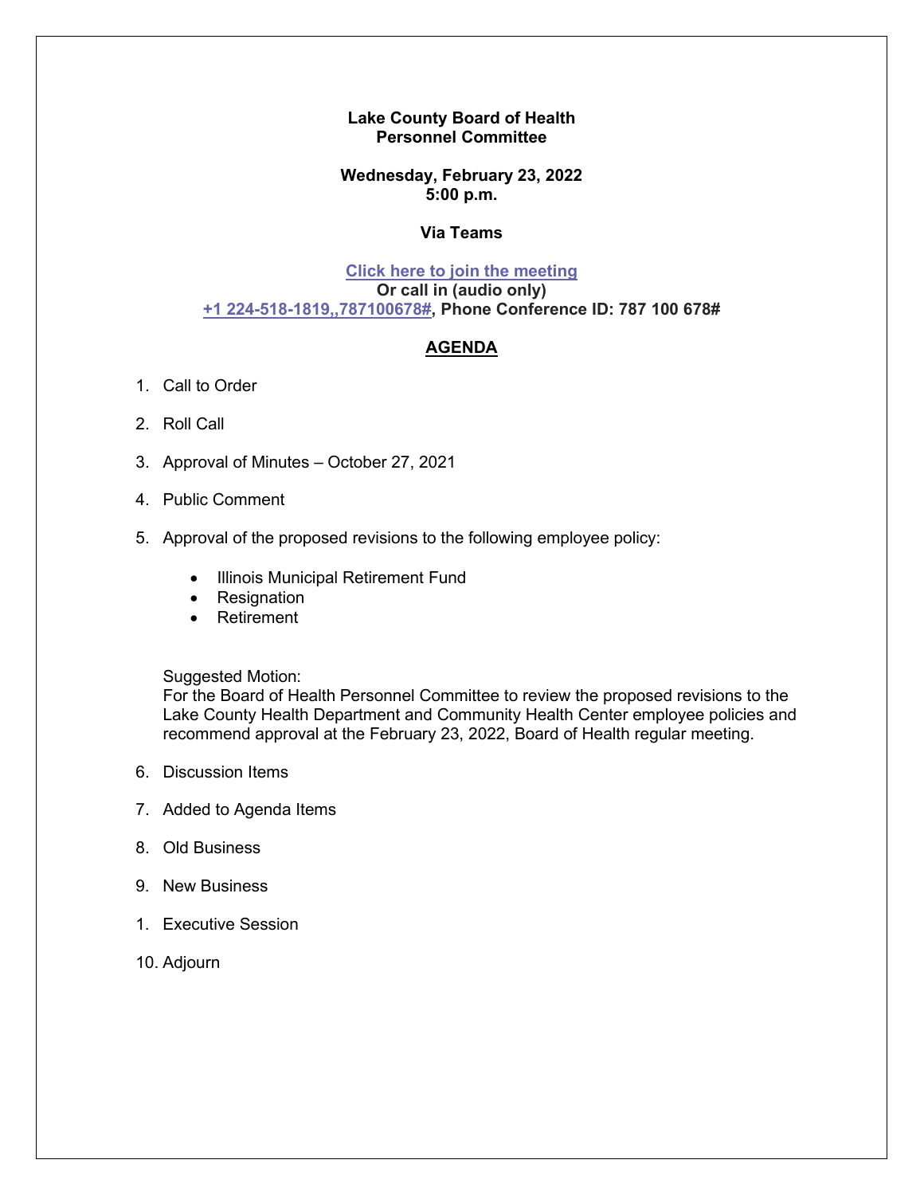**Lake County Board of Health**
**Personnel Committee**

**Wednesday, February 23, 2022**
**5:00 p.m.**

**Via Teams**

**Click here to join the meeting**
**Or call in (audio only)**
**+1 224-518-1819,,787100678#, Phone Conference ID: 787 100 678#**

## AGENDA

1. Call to Order
2. Roll Call
3. Approval of Minutes – October 27, 2021
4. Public Comment
5. Approval of the proposed revisions to the following employee policy:

    - Illinois Municipal Retirement Fund
    - Resignation
    - Retirement

    Suggested Motion:
    For the Board of Health Personnel Committee to review the proposed revisions to the Lake County Health Department and Community Health Center employee policies and recommend approval at the February 23, 2022, Board of Health regular meeting.

6. Discussion Items
7. Added to Agenda Items
8. Old Business
9. New Business

1\. Executive Session

10\. Adjourn